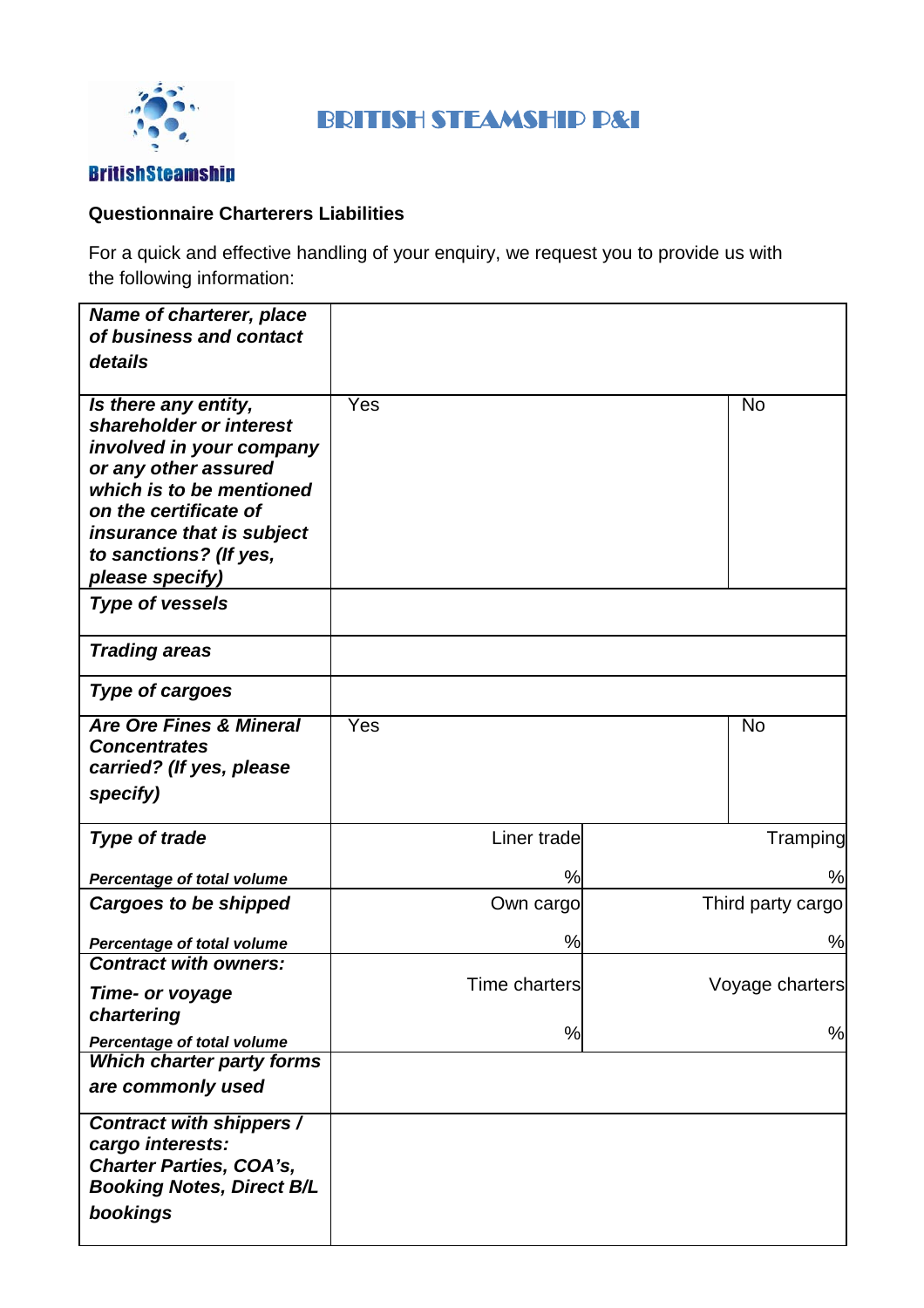BritishSteamship

# BRITISH STEAMSHIP P&I

**Questionnaire Charterers Liabilities**

For a quick and effective handling of your enquiry, we request you to provide us with the following information:

| | | |
|---|---|---|
| ***Name of charterer, place of business and contact details*** | | |
| ***Is there any entity, shareholder or interest involved in your company or any other assured which is to be mentioned on the certificate of insurance that is subject to sanctions? (If yes, please specify)*** | Yes | No |
| ***Type of vessels*** | | |
| ***Trading areas*** | | |
| ***Type of cargoes*** | | |
| ***Are Ore Fines & Mineral Concentrates carried? (If yes, please specify)*** | Yes | No |
| ***Type of trade*** <br> ***Percentage of total volume*** | Liner trade <br> % | Tramping <br> % |
| ***Cargoes to be shipped*** <br> ***Percentage of total volume*** | Own cargo <br> % | Third party cargo <br> % |
| ***Contract with owners:*** <br> ***Time- or voyage chartering*** <br> ***Percentage of total volume*** | Time charters <br> % | Voyage charters <br> % |
| ***Which charter party forms are commonly used*** | | |
| ***Contract with shippers / cargo interests: Charter Parties, COA's, Booking Notes, Direct B/L bookings*** | | |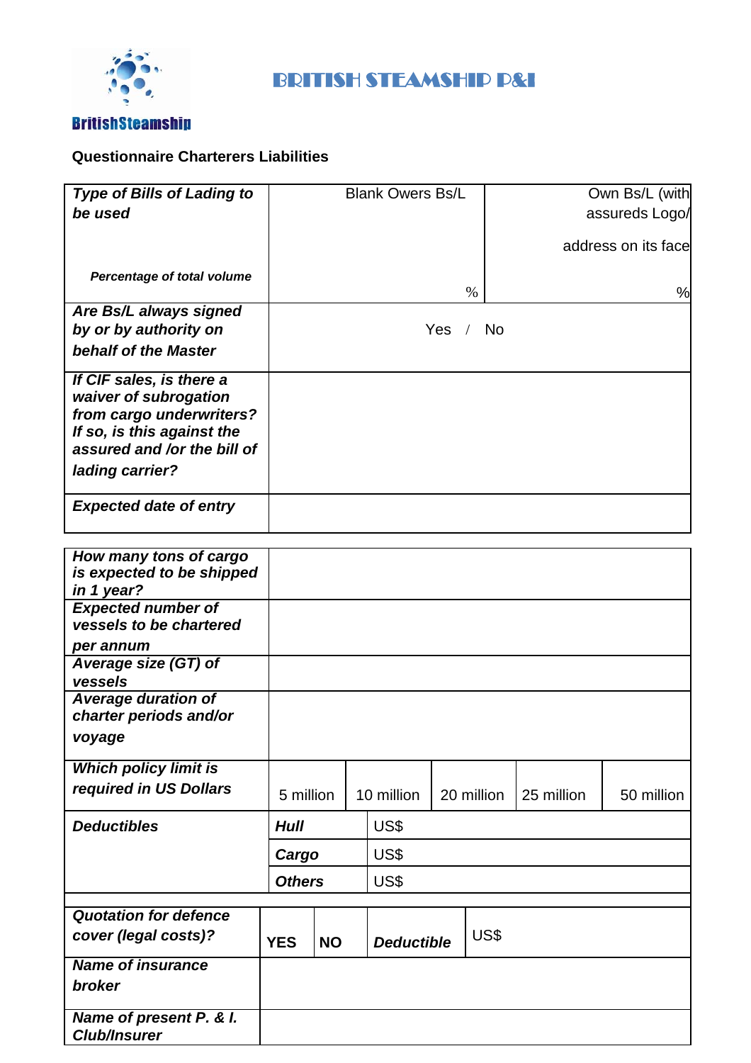BRITISH STEAMSHIP P&I

BritishSteamship

**Questionnaire Charterers Liabilities**

| ***Type of Bills of Lading to be used*** | Blank Owers Bs/L | Own Bs/L (with assureds Logo/ address on its face |
|---|---|---|
| ***Percentage of total volume*** | % | % |
| ***Are Bs/L always signed by or by authority on behalf of the Master*** | Yes / No | |
| ***If CIF sales, is there a waiver of subrogation from cargo underwriters? If so, is this against the assured and /or the bill of lading carrier?*** | | |
| ***Expected date of entry*** | | |

| ***How many tons of cargo is expected to be shipped in 1 year?*** | | | | | |
|---|---|---|---|---|---|
| ***Expected number of vessels to be chartered per annum*** | | | | | |
| ***Average size (GT) of vessels*** | | | | | |
| ***Average duration of charter periods and/or voyage*** | | | | | |
| ***Which policy limit is required in US Dollars*** | 5 million | 10 million | 20 million | 25 million | 50 million |
| ***Deductibles*** | ***Hull*** | US$ | | | |
| | ***Cargo*** | US$ | | | |
| | ***Others*** | US$ | | | |

| ***Quotation for defence cover (legal costs)?*** | **YES** | **NO** | ***Deductible*** | US$ |
|---|---|---|---|---|
| ***Name of insurance broker*** | | | | |
| ***Name of present P. & I. Club/Insurer*** | | | | |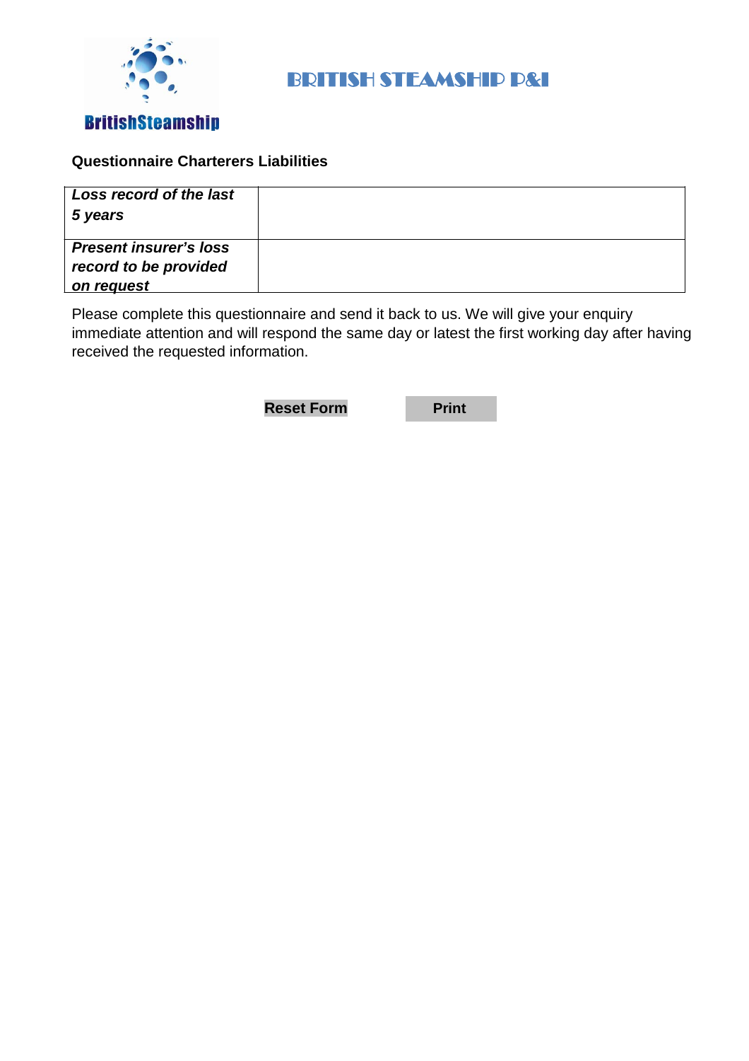# BRITISH STEAMSHIP P&I

**Questionnaire Charterers Liabilities**

| | |
|---|---|
| ***Loss record of the last 5 years*** | |
| ***Present insurer's loss record to be provided on request*** | |

Please complete this questionnaire and send it back to us. We will give your enquiry immediate attention and will respond the same day or latest the first working day after having received the requested information.

**Reset Form** **Print**